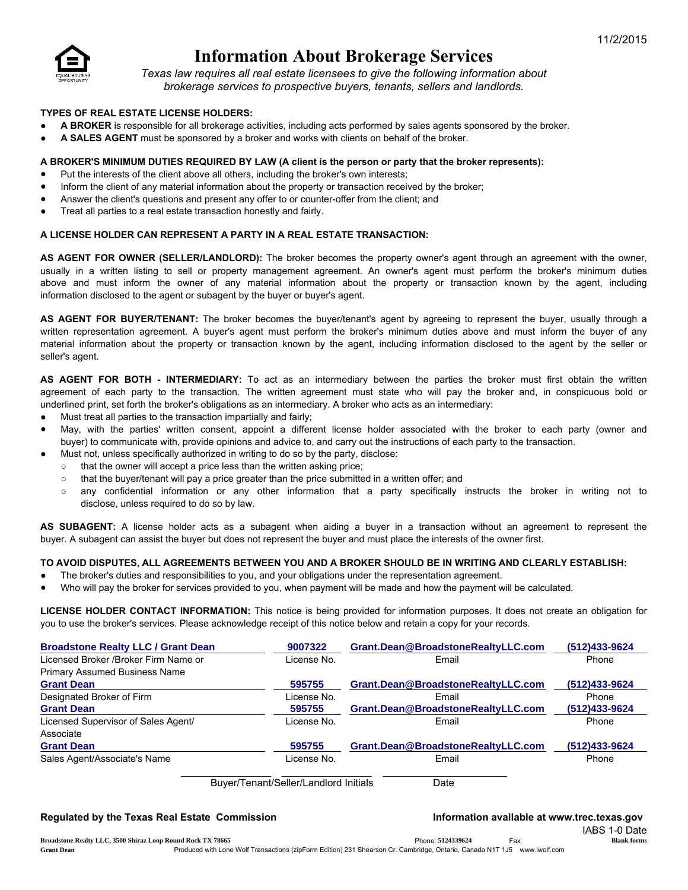11/2/2015

# Information About Brokerage Services

*Texas law requires all real estate licensees to give the following information about brokerage services to prospective buyers, tenants, sellers and landlords.*

**TYPES OF REAL ESTATE LICENSE HOLDERS:**

- **A BROKER** is responsible for all brokerage activities, including acts performed by sales agents sponsored by the broker.
- **A SALES AGENT** must be sponsored by a broker and works with clients on behalf of the broker.

**A BROKER'S MINIMUM DUTIES REQUIRED BY LAW (A client is the person or party that the broker represents):**

- Put the interests of the client above all others, including the broker's own interests;
- Inform the client of any material information about the property or transaction received by the broker;
- Answer the client's questions and present any offer to or counter-offer from the client; and
- Treat all parties to a real estate transaction honestly and fairly.

**A LICENSE HOLDER CAN REPRESENT A PARTY IN A REAL ESTATE TRANSACTION:**

**AS AGENT FOR OWNER (SELLER/LANDLORD):** The broker becomes the property owner's agent through an agreement with the owner, usually in a written listing to sell or property management agreement. An owner's agent must perform the broker's minimum duties above and must inform the owner of any material information about the property or transaction known by the agent, including information disclosed to the agent or subagent by the buyer or buyer's agent.

**AS AGENT FOR BUYER/TENANT:** The broker becomes the buyer/tenant's agent by agreeing to represent the buyer, usually through a written representation agreement. A buyer's agent must perform the broker's minimum duties above and must inform the buyer of any material information about the property or transaction known by the agent, including information disclosed to the agent by the seller or seller's agent.

**AS AGENT FOR BOTH - INTERMEDIARY:** To act as an intermediary between the parties the broker must first obtain the written agreement of each party to the transaction. The written agreement must state who will pay the broker and, in conspicuous bold or underlined print, set forth the broker's obligations as an intermediary. A broker who acts as an intermediary:

- Must treat all parties to the transaction impartially and fairly;
- May, with the parties' written consent, appoint a different license holder associated with the broker to each party (owner and buyer) to communicate with, provide opinions and advice to, and carry out the instructions of each party to the transaction.
- Must not, unless specifically authorized in writing to do so by the party, disclose:
  - that the owner will accept a price less than the written asking price;
  - that the buyer/tenant will pay a price greater than the price submitted in a written offer; and
  - any confidential information or any other information that a party specifically instructs the broker in writing not to disclose, unless required to do so by law.

**AS SUBAGENT:** A license holder acts as a subagent when aiding a buyer in a transaction without an agreement to represent the buyer. A subagent can assist the buyer but does not represent the buyer and must place the interests of the owner first.

**TO AVOID DISPUTES, ALL AGREEMENTS BETWEEN YOU AND A BROKER SHOULD BE IN WRITING AND CLEARLY ESTABLISH:**

- The broker's duties and responsibilities to you, and your obligations under the representation agreement.
- Who will pay the broker for services provided to you, when payment will be made and how the payment will be calculated.

**LICENSE HOLDER CONTACT INFORMATION:** This notice is being provided for information purposes. It does not create an obligation for you to use the broker's services. Please acknowledge receipt of this notice below and retain a copy for your records.

| | | | |
|---|---|---|---|
| **Broadstone Realty LLC / Grant Dean** | **9007322** | **Grant.Dean@BroadstoneRealtyLLC.com** | **(512)433-9624** |
| Licensed Broker /Broker Firm Name or Primary Assumed Business Name | License No. | Email | Phone |
| **Grant Dean** | **595755** | **Grant.Dean@BroadstoneRealtyLLC.com** | **(512)433-9624** |
| Designated Broker of Firm | License No. | Email | Phone |
| **Grant Dean** | **595755** | **Grant.Dean@BroadstoneRealtyLLC.com** | **(512)433-9624** |
| Licensed Supervisor of Sales Agent/ Associate | License No. | Email | Phone |
| **Grant Dean** | **595755** | **Grant.Dean@BroadstoneRealtyLLC.com** | **(512)433-9624** |
| Sales Agent/Associate's Name | License No. | Email | Phone |

Buyer/Tenant/Seller/Landlord Initials ______ ______ Date ______

**Regulated by the Texas Real Estate Commission** **Information available at www.trec.texas.gov**

IABS 1-0 Date

**Broadstone Realty LLC, 3500 Shiraz Loop Round Rock TX 78665** Phone: **5124339624** Fax: **Blank forms**

**Grant Dean** Produced with Lone Wolf Transactions (zipForm Edition) 231 Shearson Cr. Cambridge, Ontario, Canada N1T 1J5 www.lwolf.com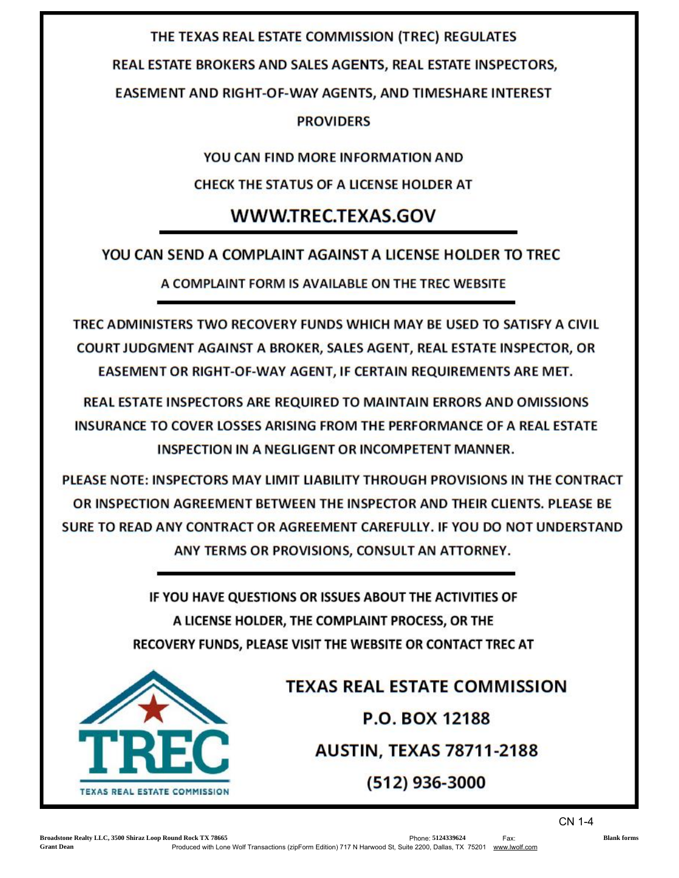**THE TEXAS REAL ESTATE COMMISSION (TREC) REGULATES REAL ESTATE BROKERS AND SALES AGENTS, REAL ESTATE INSPECTORS, EASEMENT AND RIGHT-OF-WAY AGENTS, AND TIMESHARE INTEREST PROVIDERS**

**YOU CAN FIND MORE INFORMATION AND CHECK THE STATUS OF A LICENSE HOLDER AT**

## WWW.TREC.TEXAS.GOV

---

**YOU CAN SEND A COMPLAINT AGAINST A LICENSE HOLDER TO TREC**

**A COMPLAINT FORM IS AVAILABLE ON THE TREC WEBSITE**

---

**TREC ADMINISTERS TWO RECOVERY FUNDS WHICH MAY BE USED TO SATISFY A CIVIL COURT JUDGMENT AGAINST A BROKER, SALES AGENT, REAL ESTATE INSPECTOR, OR EASEMENT OR RIGHT-OF-WAY AGENT, IF CERTAIN REQUIREMENTS ARE MET.**

**REAL ESTATE INSPECTORS ARE REQUIRED TO MAINTAIN ERRORS AND OMISSIONS INSURANCE TO COVER LOSSES ARISING FROM THE PERFORMANCE OF A REAL ESTATE INSPECTION IN A NEGLIGENT OR INCOMPETENT MANNER.**

**PLEASE NOTE: INSPECTORS MAY LIMIT LIABILITY THROUGH PROVISIONS IN THE CONTRACT OR INSPECTION AGREEMENT BETWEEN THE INSPECTOR AND THEIR CLIENTS. PLEASE BE SURE TO READ ANY CONTRACT OR AGREEMENT CAREFULLY. IF YOU DO NOT UNDERSTAND ANY TERMS OR PROVISIONS, CONSULT AN ATTORNEY.**

---

**IF YOU HAVE QUESTIONS OR ISSUES ABOUT THE ACTIVITIES OF A LICENSE HOLDER, THE COMPLAINT PROCESS, OR THE RECOVERY FUNDS, PLEASE VISIT THE WEBSITE OR CONTACT TREC AT**

TREC
TEXAS REAL ESTATE COMMISSION

**TEXAS REAL ESTATE COMMISSION**
**P.O. BOX 12188**
**AUSTIN, TEXAS 78711-2188**
**(512) 936-3000**

CN 1-4

Broadstone Realty LLC, 3500 Shiraz Loop Round Rock TX 78665 Phone: 5124339624 Fax: Blank forms
Grant Dean Produced with Lone Wolf Transactions (zipForm Edition) 717 N Harwood St, Suite 2200, Dallas, TX 75201 www.lwolf.com